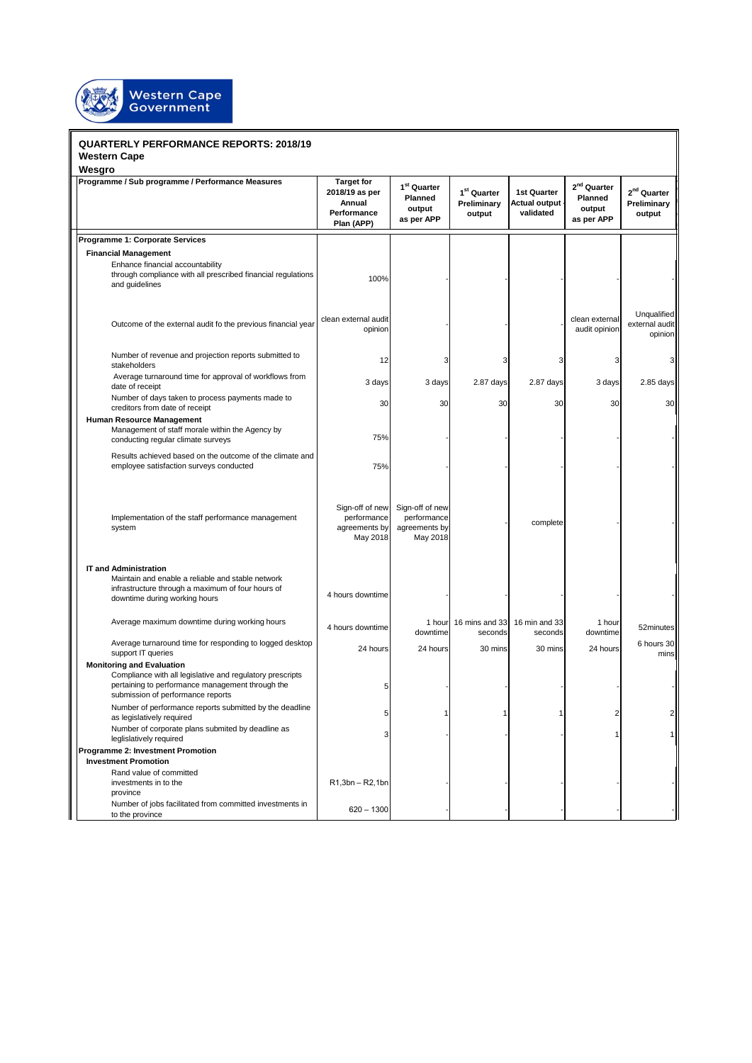# QUARTERLY PERFORMANCE REPORTS: 2018/19

## Western Cape

### Wesgro

| Programme / Sub programme / Performance Measures | Target for 2018/19 as per Annual Performance Plan (APP) | 1st Quarter Planned output as per APP | 1st Quarter Preliminary output | 1st Quarter Actual output - validated | 2nd Quarter Planned output as per APP | 2nd Quarter Preliminary output |
|---|---|---|---|---|---|---|
| **Programme 1: Corporate Services** | | | | | | |
| **Financial Management** | | | | | | |
| Enhance financial accountability through compliance with all prescribed financial regulations and guidelines | 100% | - | - | - | - | - |
| Outcome of the external audit fo the previous financial year | clean external audit opinion | - | - | | clean external audit opinion | Unqualified external audit opinion |
| Number of revenue and projection reports submitted to stakeholders | 12 | 3 | 3 | 3 | 3 | 3 |
| Average turnaround time for approval of workflows from date of receipt | 3 days | 3 days | 2.87 days | 2.87 days | 3 days | 2.85 days |
| Number of days taken to process payments made to creditors from date of receipt | 30 | 30 | 30 | 30 | 30 | 30 |
| **Human Resource Management** | | | | | | |
| Management of staff morale within the Agency by conducting regular climate surveys | 75% | - | - | - | - | - |
| Results achieved based on the outcome of the climate and employee satisfaction surveys conducted | 75% | - | - | - | - | - |
| Implementation of the staff performance management system | Sign-off of new performance agreements by May 2018 | Sign-off of new performance agreements by May 2018 | - | complete | - | - |
| **IT and Administration** | | | | | | |
| Maintain and enable a reliable and stable network infrastructure through a maximum of four hours of downtime during working hours | 4 hours downtime | - | - | - | - | - |
| Average maximum downtime during working hours | 4 hours downtime | 1 hour downtime | 16 mins and 33 seconds | 16 min and 33 seconds | 1 hour downtime | 52minutes |
| Average turnaround time for responding to logged desktop support IT queries | 24 hours | 24 hours | 30 mins | 30 mins | 24 hours | 6 hours 30 mins |
| **Monitoring and Evaluation** | | | | | | |
| Compliance with all legislative and regulatory prescripts pertaining to performance management through the submission of performance reports | 5 | - | - | - | - | - |
| Number of performance reports submitted by the deadline as legislatively required | 5 | 1 | 1 | 1 | 2 | 2 |
| Number of corporate plans submited by deadline as leglislatively required | 3 | - | - | - | 1 | 1 |
| **Programme 2: Investment Promotion** | | | | | | |
| **Investment Promotion** | | | | | | |
| Rand value of committed investments in to the province | R1,3bn – R2,1bn | - | - | - | - | - |
| Number of jobs facilitated from committed investments in to the province | 620 – 1300 | - | - | - | - | - |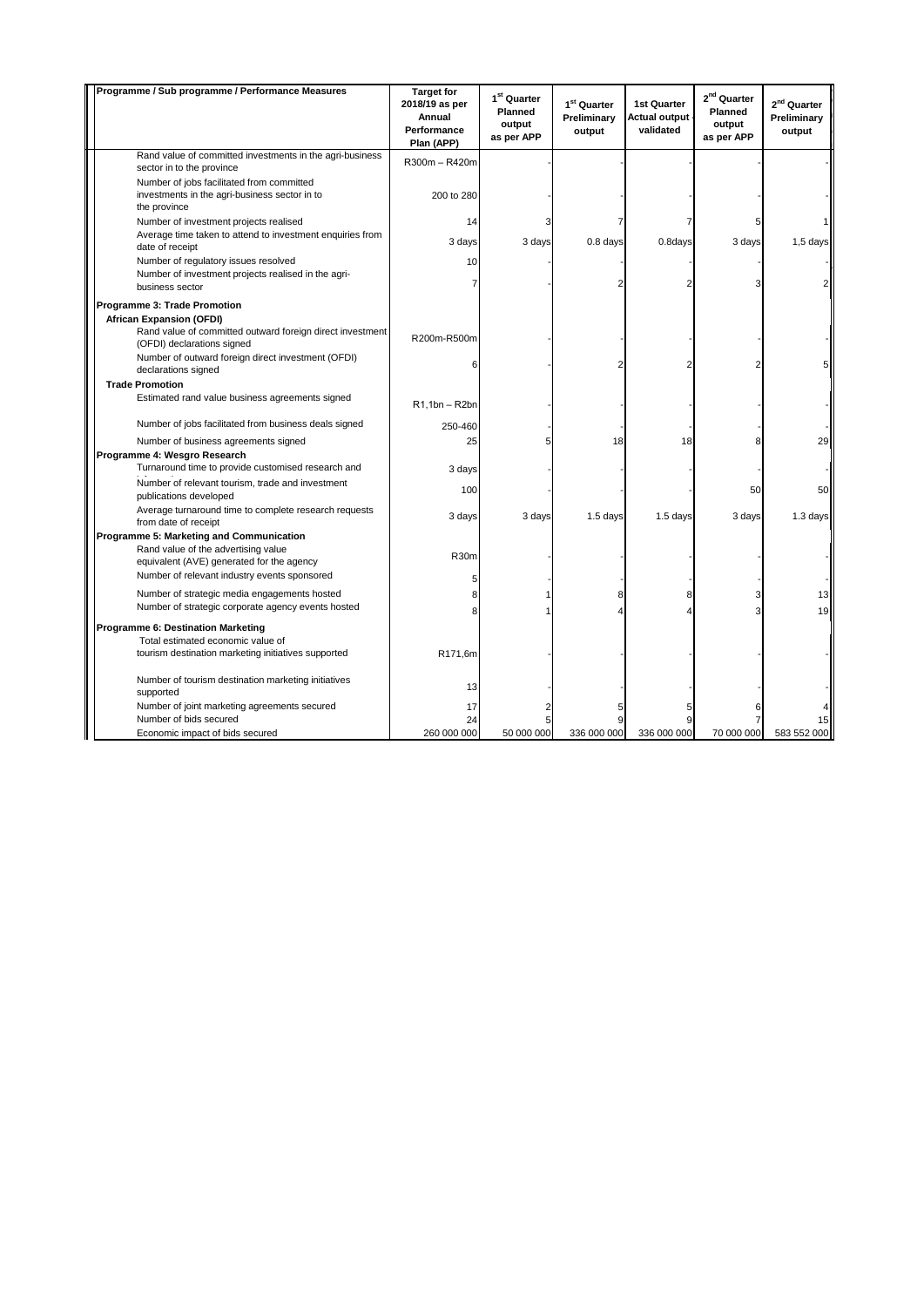| Programme / Sub programme / Performance Measures | Target for 2018/19 as per Annual Performance Plan (APP) | 1st Quarter Planned output as per APP | 1st Quarter Preliminary output | 1st Quarter Actual output validated | 2nd Quarter Planned output as per APP | 2nd Quarter Preliminary output |
|---|---|---|---|---|---|---|
| Rand value of committed investments in the agri-business sector in to the province | R300m – R420m | - | - | - | - | - |
| Number of jobs facilitated from committed investments in the agri-business sector in to the province | 200 to 280 | - | - | - | - | - |
| Number of investment projects realised | 14 | 3 | 7 | 7 | 5 | 1 |
| Average time taken to attend to investment enquiries from date of receipt | 3 days | 3 days | 0.8 days | 0.8days | 3 days | 1,5 days |
| Number of regulatory issues resolved | 10 | - | - | - | - | - |
| Number of investment projects realised in the agri-business sector | 7 | - | 2 | 2 | 3 | 2 |
| **Programme 3: Trade Promotion** | | | | | | |
| **African Expansion (OFDI)** | | | | | | |
| Rand value of committed outward foreign direct investment (OFDI) declarations signed | R200m-R500m | - | - | - | - | - |
| Number of outward foreign direct investment (OFDI) declarations signed | 6 | - | 2 | 2 | 2 | 5 |
| **Trade Promotion** | | | | | | |
| Estimated rand value business agreements signed | R1,1bn – R2bn | - | - | - | - | - |
| Number of jobs facilitated from business deals signed | 250-460 | - | - | - | - | - |
| Number of business agreements signed | 25 | 5 | 18 | 18 | 8 | 29 |
| **Programme 4: Wesgro Research** | | | | | | |
| Turnaround time to provide customised research and | 3 days | - | - | - | - | - |
| Number of relevant tourism, trade and investment publications developed | 100 | - | - | - | 50 | 50 |
| Average turnaround time to complete research requests from date of receipt | 3 days | 3 days | 1.5 days | 1.5 days | 3 days | 1.3 days |
| **Programme 5: Marketing and Communication** | | | | | | |
| Rand value of the advertising value equivalent (AVE) generated for the agency | R30m | - | - | - | - | - |
| Number of relevant industry events sponsored | 5 | - | - | - | - | - |
| Number of strategic media engagements hosted | 8 | 1 | 8 | 8 | 3 | 13 |
| Number of strategic corporate agency events hosted | 8 | 1 | 4 | 4 | 3 | 19 |
| **Programme 6: Destination Marketing** | | | | | | |
| Total estimated economic value of tourism destination marketing initiatives supported | R171,6m | - | - | - | - | - |
| Number of tourism destination marketing initiatives supported | 13 | - | - | - | - | - |
| Number of joint marketing agreements secured | 17 | 2 | 5 | 5 | 6 | 4 |
| Number of bids secured | 24 | 5 | 9 | 9 | 7 | 15 |
| Economic impact of bids secured | 260 000 000 | 50 000 000 | 336 000 000 | 336 000 000 | 70 000 000 | 583 552 000 |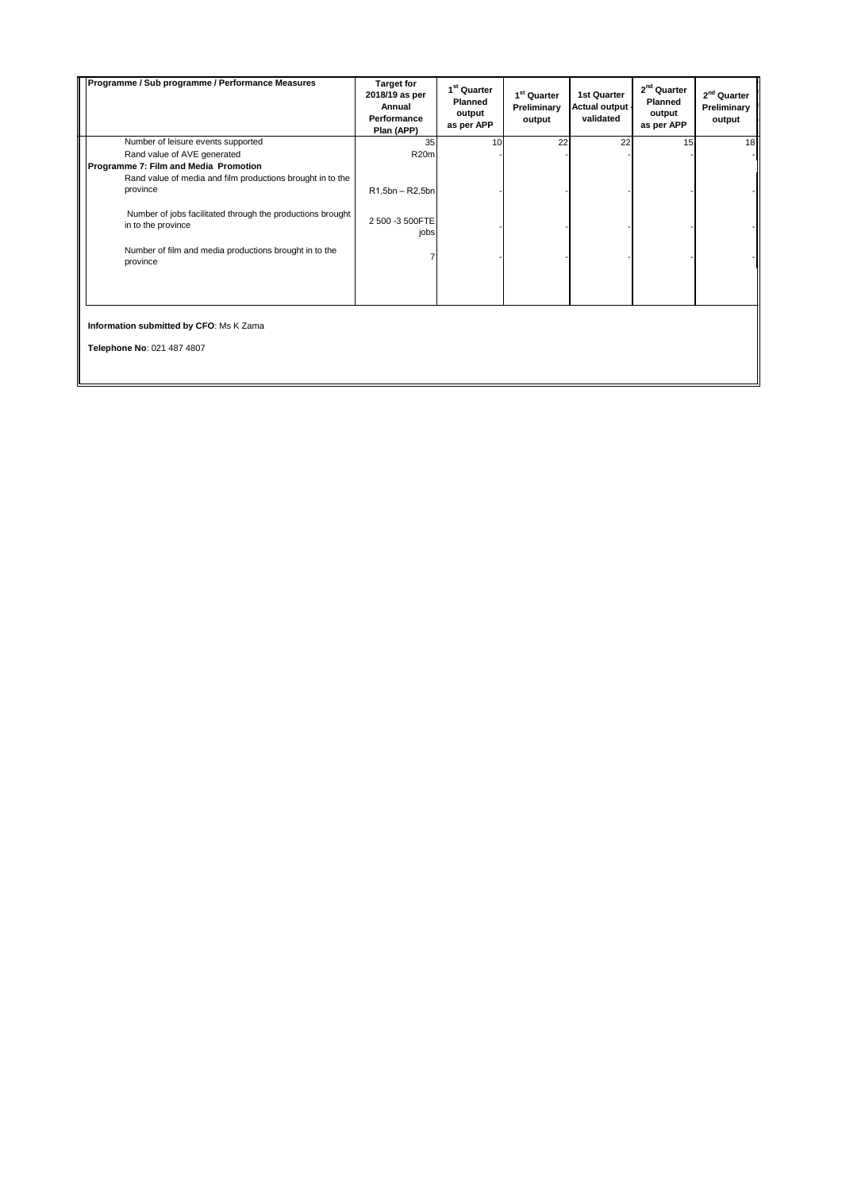| Programme / Sub programme / Performance Measures | Target for 2018/19 as per Annual Performance Plan (APP) | 1st Quarter Planned output as per APP | 1st Quarter Preliminary output | 1st Quarter Actual output validated | 2nd Quarter Planned output as per APP | 2nd Quarter Preliminary output |
|---|---|---|---|---|---|---|
| Number of leisure events supported | 35 | 10 | 22 | 22 | 15 | 18 |
| Rand value of AVE generated | R20m | - | - | - | - | - |
| **Programme 7: Film and Media Promotion** | | | | | | |
| Rand value of media and film productions brought in to the province | R1,5bn – R2,5bn | - | - | - | - | - |
| Number of jobs facilitated through the productions brought in to the province | 2 500 -3 500FTE jobs | - | - | - | - | - |
| Number of film and media productions brought in to the province | 7 | - | - | - | - | - |

**Information submitted by CFO**: Ms K Zama

**Telephone No**: 021 487 4807